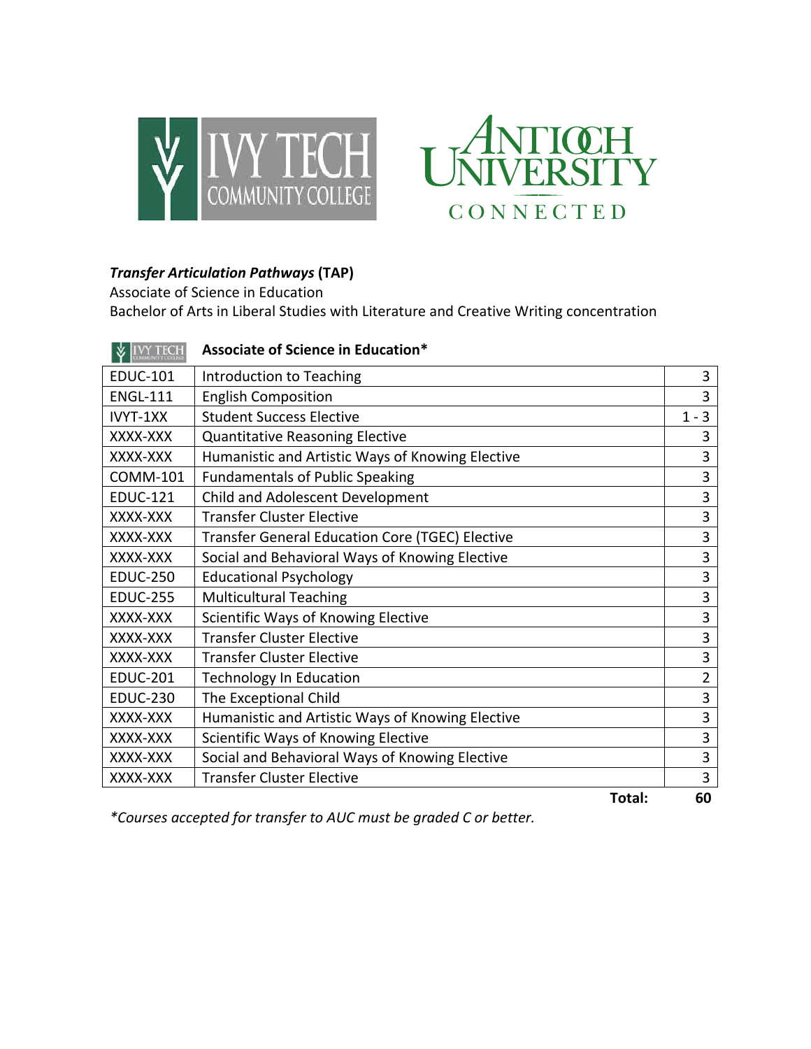***Transfer Articulation Pathways* (TAP)**
Associate of Science in Education
Bachelor of Arts in Liberal Studies with Literature and Creative Writing concentration

**Associate of Science in Education***

| Course | Title | Credits |
|---|---|---|
| EDUC-101 | Introduction to Teaching | 3 |
| ENGL-111 | English Composition | 3 |
| IVYT-1XX | Student Success Elective | 1 - 3 |
| XXXX-XXX | Quantitative Reasoning Elective | 3 |
| XXXX-XXX | Humanistic and Artistic Ways of Knowing Elective | 3 |
| COMM-101 | Fundamentals of Public Speaking | 3 |
| EDUC-121 | Child and Adolescent Development | 3 |
| XXXX-XXX | Transfer Cluster Elective | 3 |
| XXXX-XXX | Transfer General Education Core (TGEC) Elective | 3 |
| XXXX-XXX | Social and Behavioral Ways of Knowing Elective | 3 |
| EDUC-250 | Educational Psychology | 3 |
| EDUC-255 | Multicultural Teaching | 3 |
| XXXX-XXX | Scientific Ways of Knowing Elective | 3 |
| XXXX-XXX | Transfer Cluster Elective | 3 |
| XXXX-XXX | Transfer Cluster Elective | 3 |
| EDUC-201 | Technology In Education | 2 |
| EDUC-230 | The Exceptional Child | 3 |
| XXXX-XXX | Humanistic and Artistic Ways of Knowing Elective | 3 |
| XXXX-XXX | Scientific Ways of Knowing Elective | 3 |
| XXXX-XXX | Social and Behavioral Ways of Knowing Elective | 3 |
| XXXX-XXX | Transfer Cluster Elective | 3 |
| | **Total:** | **60** |

**Courses accepted for transfer to AUC must be graded C or better.*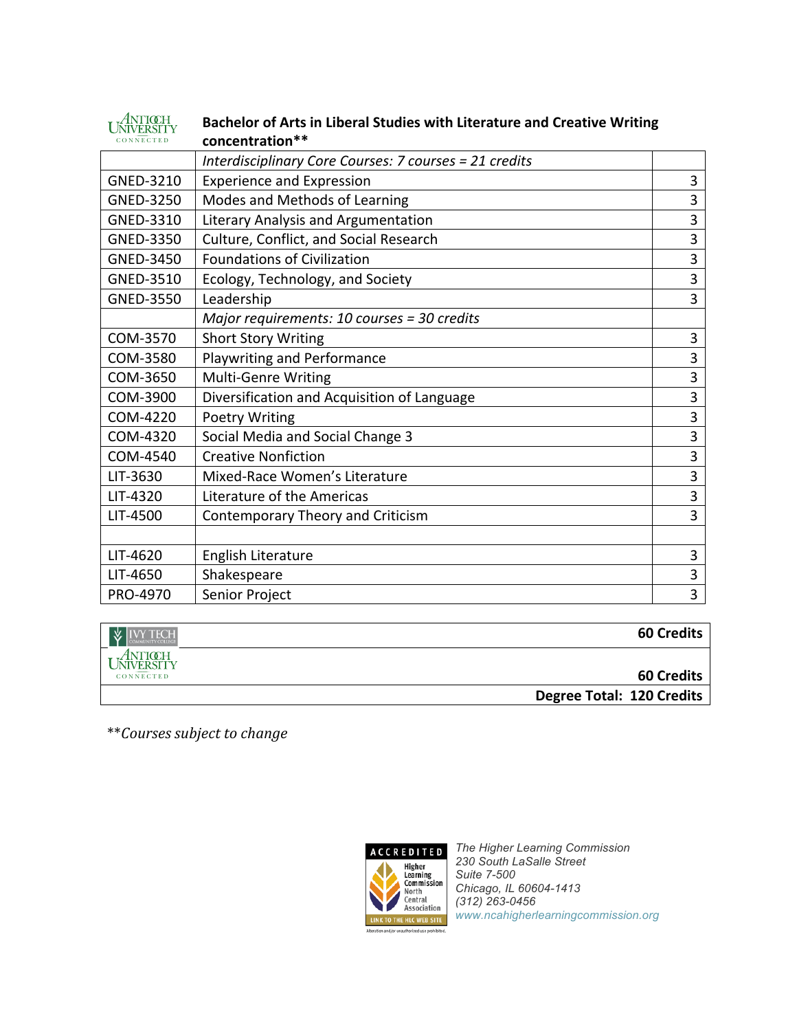## Bachelor of Arts in Liberal Studies with Literature and Creative Writing concentration**

| | | |
|---|---|---|
| | *Interdisciplinary Core Courses: 7 courses = 21 credits* | |
| GNED-3210 | Experience and Expression | 3 |
| GNED-3250 | Modes and Methods of Learning | 3 |
| GNED-3310 | Literary Analysis and Argumentation | 3 |
| GNED-3350 | Culture, Conflict, and Social Research | 3 |
| GNED-3450 | Foundations of Civilization | 3 |
| GNED-3510 | Ecology, Technology, and Society | 3 |
| GNED-3550 | Leadership | 3 |
| | *Major requirements: 10 courses = 30 credits* | |
| COM-3570 | Short Story Writing | 3 |
| COM-3580 | Playwriting and Performance | 3 |
| COM-3650 | Multi-Genre Writing | 3 |
| COM-3900 | Diversification and Acquisition of Language | 3 |
| COM-4220 | Poetry Writing | 3 |
| COM-4320 | Social Media and Social Change 3 | 3 |
| COM-4540 | Creative Nonfiction | 3 |
| LIT-3630 | Mixed-Race Women's Literature | 3 |
| LIT-4320 | Literature of the Americas | 3 |
| LIT-4500 | Contemporary Theory and Criticism | 3 |
| | | |
| LIT-4620 | English Literature | 3 |
| LIT-4650 | Shakespeare | 3 |
| PRO-4970 | Senior Project | 3 |

| | |
|---|---|
| Ivy Tech Community College | **60 Credits** |
| Antioch University Connected | **60 Credits** |
| | **Degree Total: 120 Credits** |

***Courses subject to change*

The Higher Learning Commission
230 South LaSalle Street
Suite 7-500
Chicago, IL 60604-1413
(312) 263-0456
www.ncahigherlearningcommission.org